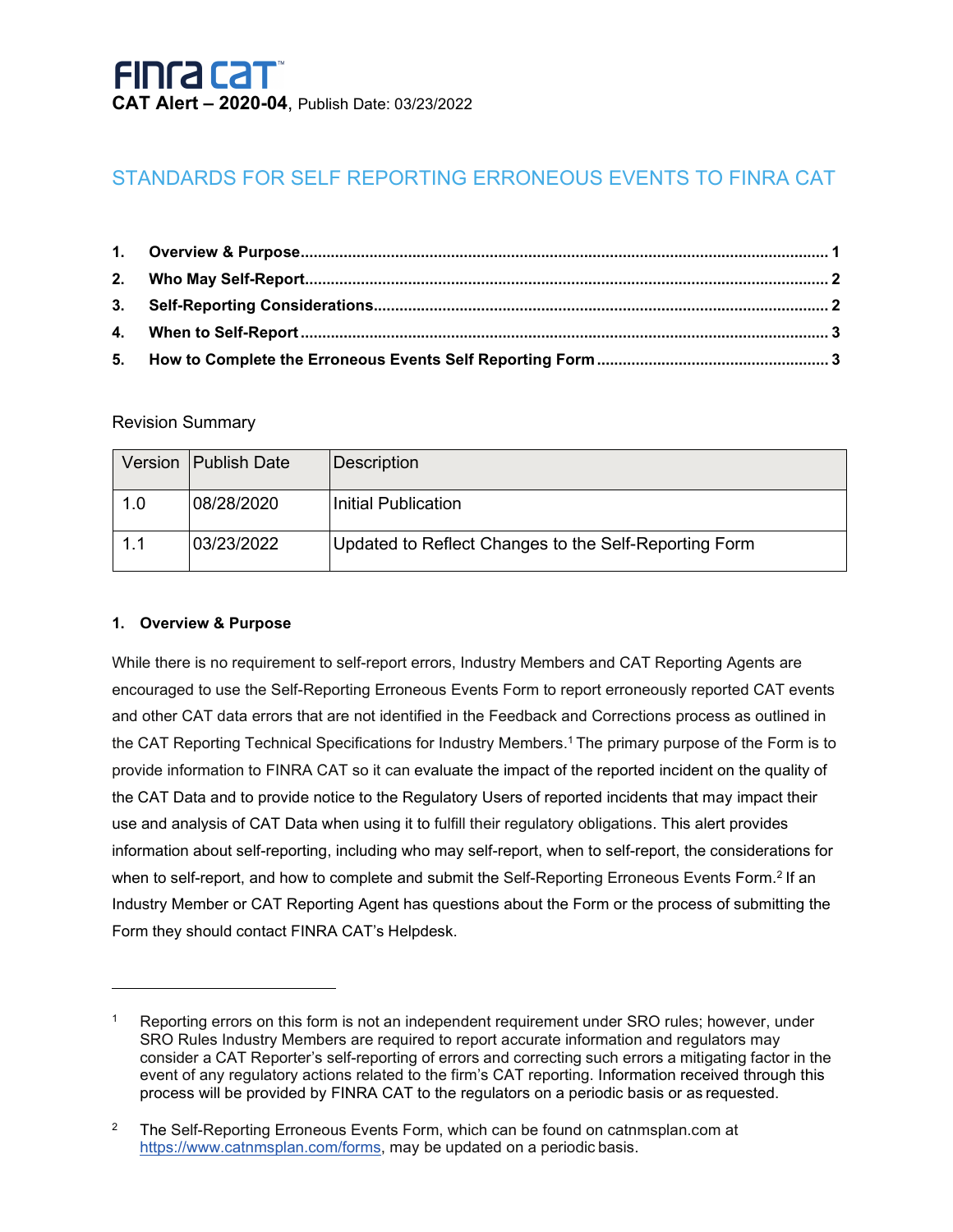**FINRA CAT™**

**CAT Alert – 2020-04**, Publish Date: 03/23/2022

# STANDARDS FOR SELF REPORTING ERRONEOUS EVENTS TO FINRA CAT

1. **Overview & Purpose** ..... 1
2. **Who May Self-Report** ..... 2
3. **Self-Reporting Considerations** ..... 2
4. **When to Self-Report** ..... 3
5. **How to Complete the Erroneous Events Self Reporting Form** ..... 3

Revision Summary

| Version | Publish Date | Description |
|---|---|---|
| 1.0 | 08/28/2020 | Initial Publication |
| 1.1 | 03/23/2022 | Updated to Reflect Changes to the Self-Reporting Form |

## 1. Overview & Purpose

While there is no requirement to self-report errors, Industry Members and CAT Reporting Agents are encouraged to use the Self-Reporting Erroneous Events Form to report erroneously reported CAT events and other CAT data errors that are not identified in the Feedback and Corrections process as outlined in the CAT Reporting Technical Specifications for Industry Members.[1] The primary purpose of the Form is to provide information to FINRA CAT so it can evaluate the impact of the reported incident on the quality of the CAT Data and to provide notice to the Regulatory Users of reported incidents that may impact their use and analysis of CAT Data when using it to fulfill their regulatory obligations. This alert provides information about self-reporting, including who may self-report, when to self-report, the considerations for when to self-report, and how to complete and submit the Self-Reporting Erroneous Events Form.[2] If an Industry Member or CAT Reporting Agent has questions about the Form or the process of submitting the Form they should contact FINRA CAT's Helpdesk.

---

[1] Reporting errors on this form is not an independent requirement under SRO rules; however, under SRO Rules Industry Members are required to report accurate information and regulators may consider a CAT Reporter's self-reporting of errors and correcting such errors a mitigating factor in the event of any regulatory actions related to the firm's CAT reporting. Information received through this process will be provided by FINRA CAT to the regulators on a periodic basis or as requested.

[2] The Self-Reporting Erroneous Events Form, which can be found on catnmsplan.com at https://www.catnmsplan.com/forms, may be updated on a periodic basis.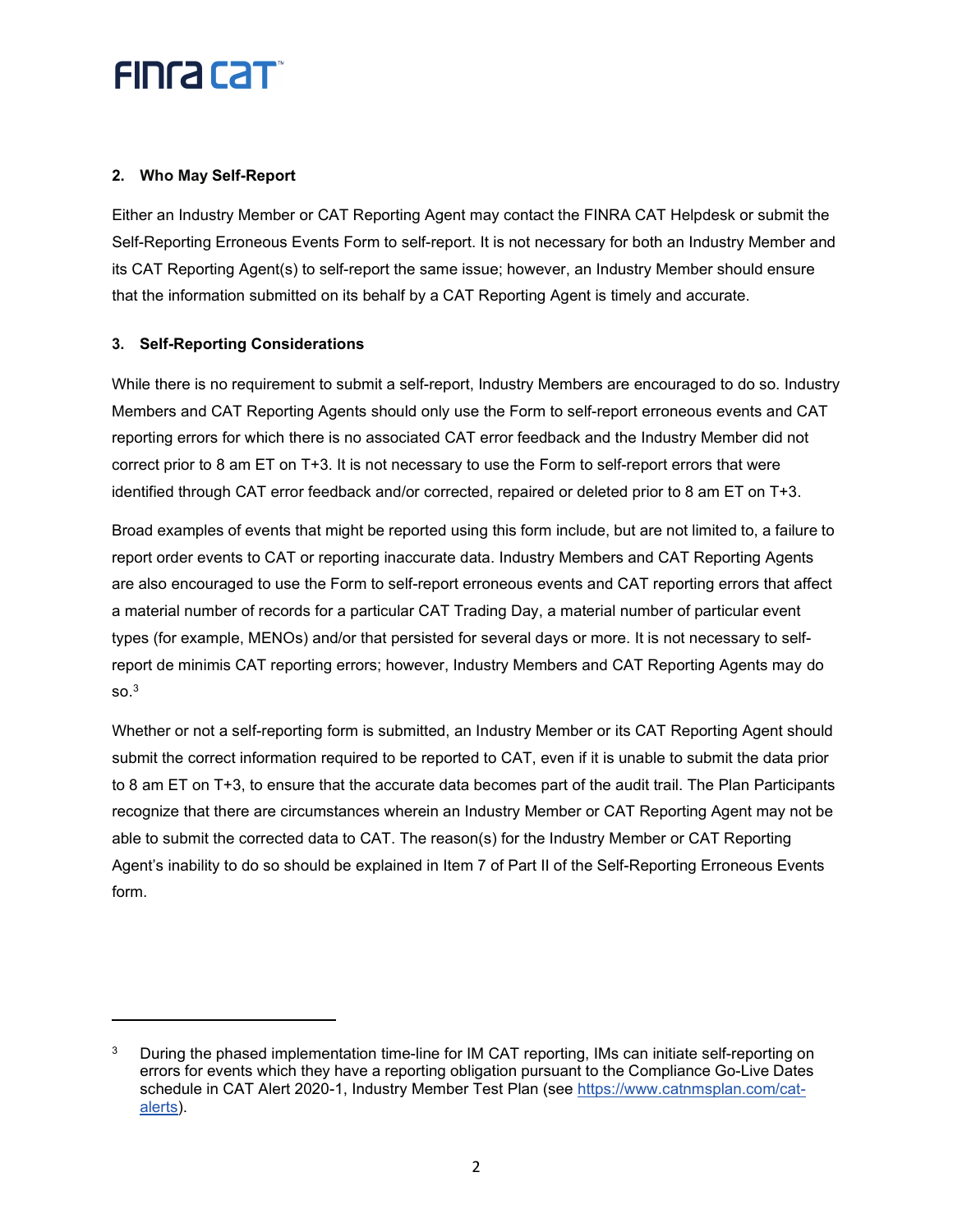### 2. Who May Self-Report

Either an Industry Member or CAT Reporting Agent may contact the FINRA CAT Helpdesk or submit the Self-Reporting Erroneous Events Form to self-report. It is not necessary for both an Industry Member and its CAT Reporting Agent(s) to self-report the same issue; however, an Industry Member should ensure that the information submitted on its behalf by a CAT Reporting Agent is timely and accurate.

### 3. Self-Reporting Considerations

While there is no requirement to submit a self-report, Industry Members are encouraged to do so. Industry Members and CAT Reporting Agents should only use the Form to self-report erroneous events and CAT reporting errors for which there is no associated CAT error feedback and the Industry Member did not correct prior to 8 am ET on T+3. It is not necessary to use the Form to self-report errors that were identified through CAT error feedback and/or corrected, repaired or deleted prior to 8 am ET on T+3.

Broad examples of events that might be reported using this form include, but are not limited to, a failure to report order events to CAT or reporting inaccurate data. Industry Members and CAT Reporting Agents are also encouraged to use the Form to self-report erroneous events and CAT reporting errors that affect a material number of records for a particular CAT Trading Day, a material number of particular event types (for example, MENOs) and/or that persisted for several days or more. It is not necessary to self-report de minimis CAT reporting errors; however, Industry Members and CAT Reporting Agents may do so.[3]

Whether or not a self-reporting form is submitted, an Industry Member or its CAT Reporting Agent should submit the correct information required to be reported to CAT, even if it is unable to submit the data prior to 8 am ET on T+3, to ensure that the accurate data becomes part of the audit trail. The Plan Participants recognize that there are circumstances wherein an Industry Member or CAT Reporting Agent may not be able to submit the corrected data to CAT. The reason(s) for the Industry Member or CAT Reporting Agent's inability to do so should be explained in Item 7 of Part II of the Self-Reporting Erroneous Events form.

---

[3] During the phased implementation time-line for IM CAT reporting, IMs can initiate self-reporting on errors for events which they have a reporting obligation pursuant to the Compliance Go-Live Dates schedule in CAT Alert 2020-1, Industry Member Test Plan (see https://www.catnmsplan.com/cat-alerts).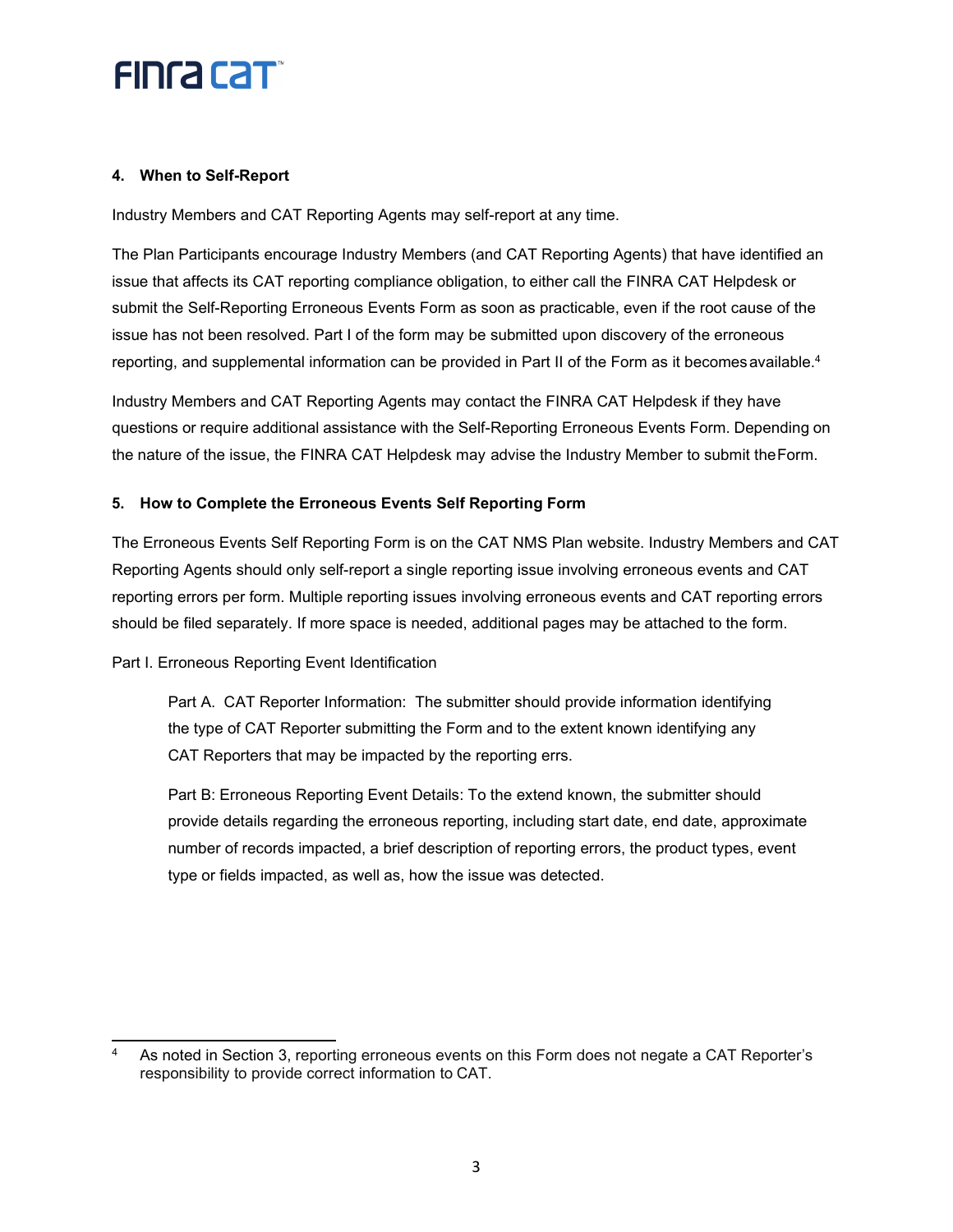### 4. When to Self-Report

Industry Members and CAT Reporting Agents may self-report at any time.

The Plan Participants encourage Industry Members (and CAT Reporting Agents) that have identified an issue that affects its CAT reporting compliance obligation, to either call the FINRA CAT Helpdesk or submit the Self-Reporting Erroneous Events Form as soon as practicable, even if the root cause of the issue has not been resolved. Part I of the form may be submitted upon discovery of the erroneous reporting, and supplemental information can be provided in Part II of the Form as it becomes available.[4]

Industry Members and CAT Reporting Agents may contact the FINRA CAT Helpdesk if they have questions or require additional assistance with the Self-Reporting Erroneous Events Form. Depending on the nature of the issue, the FINRA CAT Helpdesk may advise the Industry Member to submit the Form.

### 5. How to Complete the Erroneous Events Self Reporting Form

The Erroneous Events Self Reporting Form is on the CAT NMS Plan website. Industry Members and CAT Reporting Agents should only self-report a single reporting issue involving erroneous events and CAT reporting errors per form. Multiple reporting issues involving erroneous events and CAT reporting errors should be filed separately. If more space is needed, additional pages may be attached to the form.

Part I. Erroneous Reporting Event Identification

> Part A. CAT Reporter Information: The submitter should provide information identifying the type of CAT Reporter submitting the Form and to the extent known identifying any CAT Reporters that may be impacted by the reporting errs.
>
> Part B: Erroneous Reporting Event Details: To the extend known, the submitter should provide details regarding the erroneous reporting, including start date, end date, approximate number of records impacted, a brief description of reporting errors, the product types, event type or fields impacted, as well as, how the issue was detected.

---

[4] As noted in Section 3, reporting erroneous events on this Form does not negate a CAT Reporter's responsibility to provide correct information to CAT.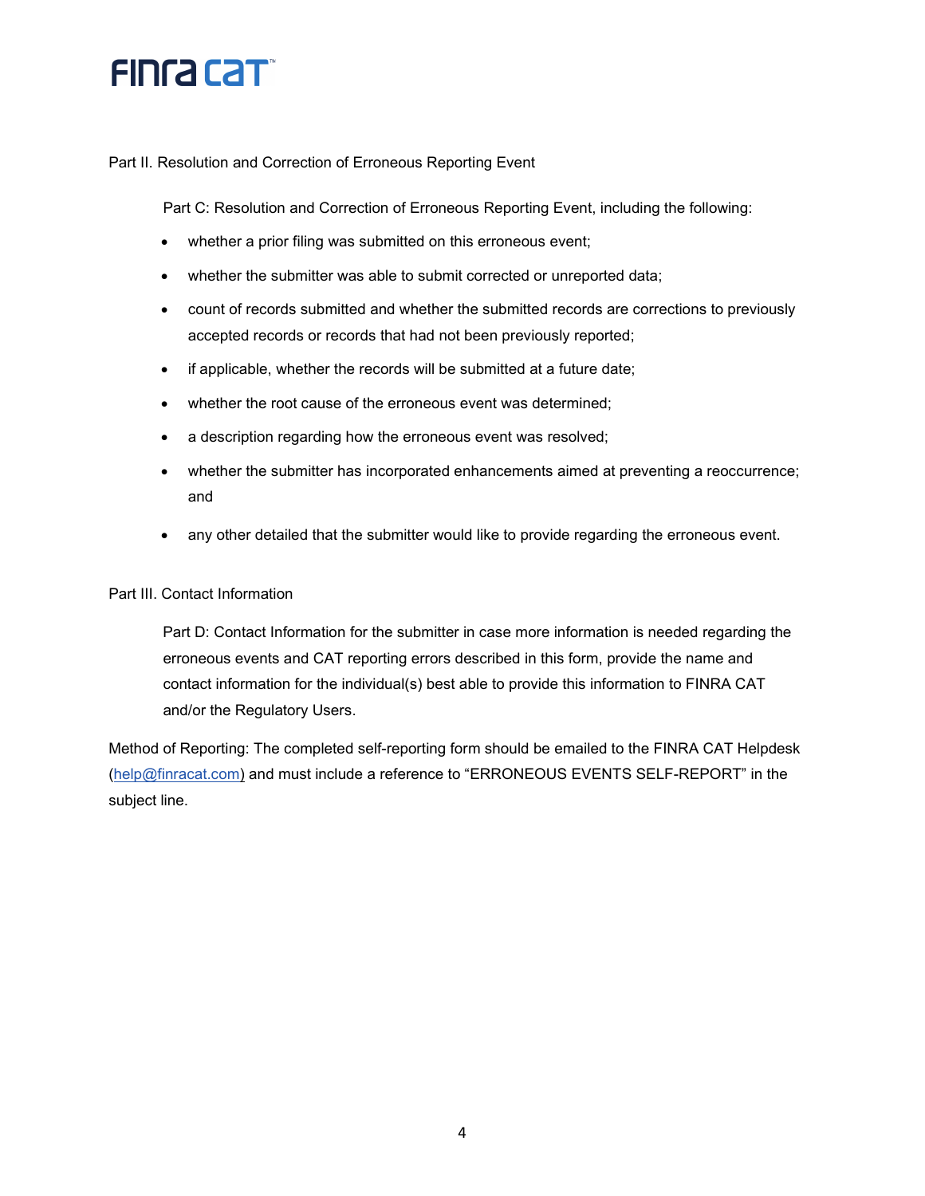Part II. Resolution and Correction of Erroneous Reporting Event

Part C: Resolution and Correction of Erroneous Reporting Event, including the following:

- whether a prior filing was submitted on this erroneous event;
- whether the submitter was able to submit corrected or unreported data;
- count of records submitted and whether the submitted records are corrections to previously accepted records or records that had not been previously reported;
- if applicable, whether the records will be submitted at a future date;
- whether the root cause of the erroneous event was determined;
- a description regarding how the erroneous event was resolved;
- whether the submitter has incorporated enhancements aimed at preventing a reoccurrence; and
- any other detailed that the submitter would like to provide regarding the erroneous event.

Part III. Contact Information

Part D: Contact Information for the submitter in case more information is needed regarding the erroneous events and CAT reporting errors described in this form, provide the name and contact information for the individual(s) best able to provide this information to FINRA CAT and/or the Regulatory Users.

Method of Reporting: The completed self-reporting form should be emailed to the FINRA CAT Helpdesk (help@finracat.com) and must include a reference to "ERRONEOUS EVENTS SELF-REPORT" in the subject line.